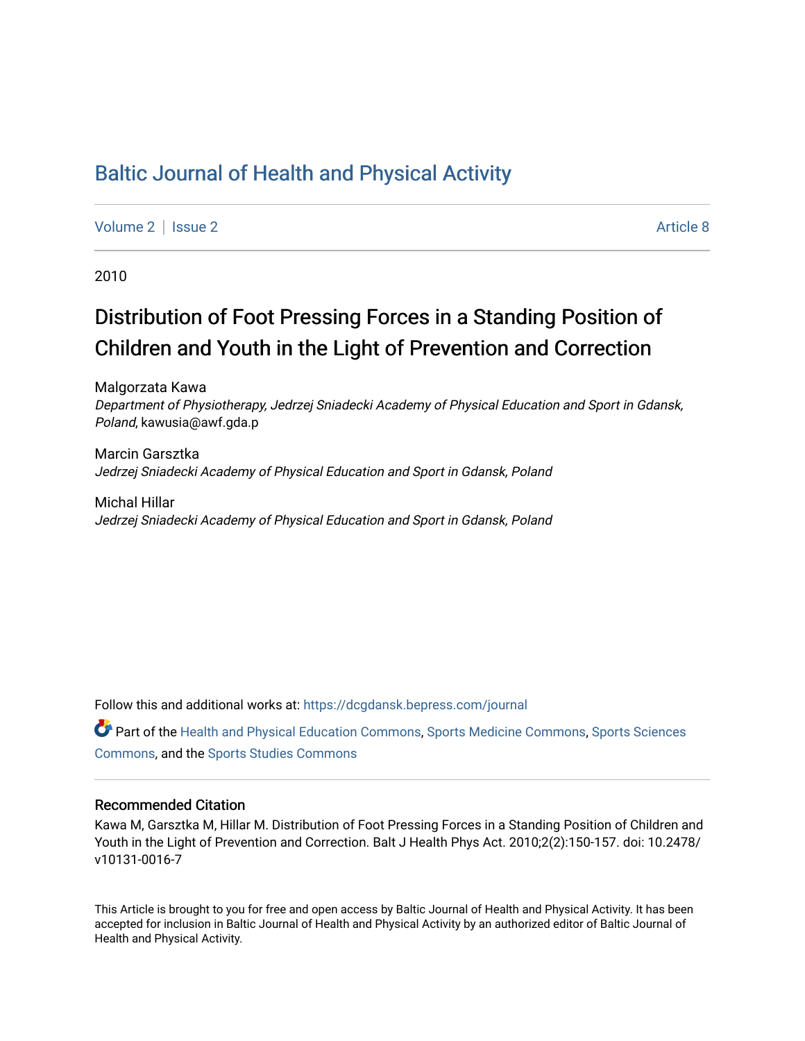# Baltic Journal of Health and Physical Activity

Volume 2 | Issue 2 Article 8

2010

## Distribution of Foot Pressing Forces in a Standing Position of Children and Youth in the Light of Prevention and Correction

Malgorzata Kawa
*Department of Physiotherapy, Jedrzej Sniadecki Academy of Physical Education and Sport in Gdansk, Poland*, kawusia@awf.gda.p

Marcin Garsztka
*Jedrzej Sniadecki Academy of Physical Education and Sport in Gdansk, Poland*

Michal Hillar
*Jedrzej Sniadecki Academy of Physical Education and Sport in Gdansk, Poland*

Follow this and additional works at: https://dcgdansk.bepress.com/journal

Part of the Health and Physical Education Commons, Sports Medicine Commons, Sports Sciences Commons, and the Sports Studies Commons

### Recommended Citation

Kawa M, Garsztka M, Hillar M. Distribution of Foot Pressing Forces in a Standing Position of Children and Youth in the Light of Prevention and Correction. Balt J Health Phys Act. 2010;2(2):150-157. doi: 10.2478/v10131-0016-7

This Article is brought to you for free and open access by Baltic Journal of Health and Physical Activity. It has been accepted for inclusion in Baltic Journal of Health and Physical Activity by an authorized editor of Baltic Journal of Health and Physical Activity.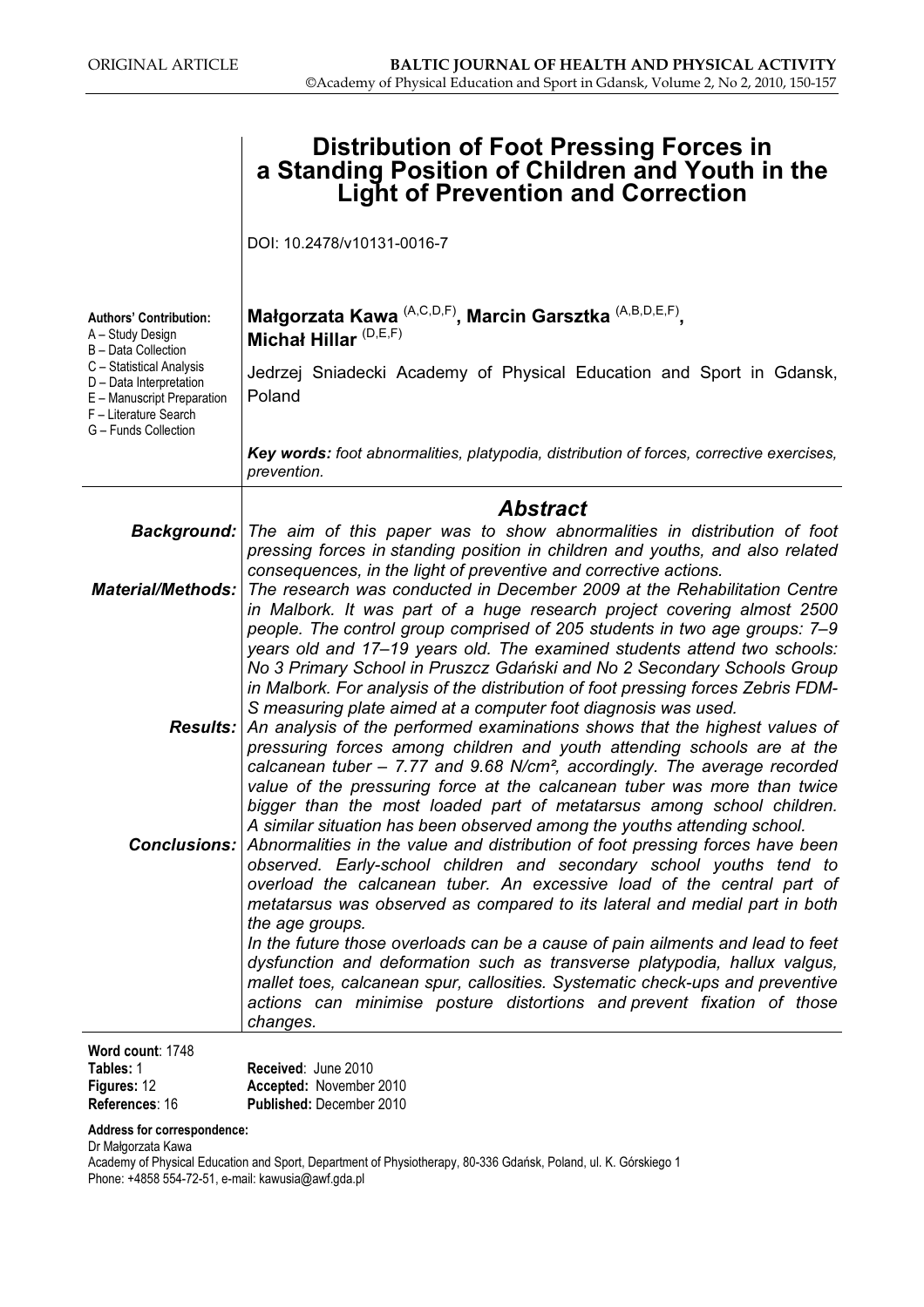ORIGINAL ARTICLE

# Distribution of Foot Pressing Forces in a Standing Position of Children and Youth in the Light of Prevention and Correction

DOI: 10.2478/v10131-0016-7

**Authors' Contribution:**
A – Study Design
B – Data Collection
C – Statistical Analysis
D – Data Interpretation
E – Manuscript Preparation
F – Literature Search
G – Funds Collection

**Małgorzata Kawa** (A,C,D,F), **Marcin Garsztka** (A,B,D,E,F), **Michał Hillar** (D,E,F)

Jedrzej Sniadecki Academy of Physical Education and Sport in Gdansk, Poland

***Key words:*** *foot abnormalities, platypodia, distribution of forces, corrective exercises, prevention.*

## *Abstract*

***Background:*** *The aim of this paper was to show abnormalities in distribution of foot pressing forces in standing position in children and youths, and also related consequences, in the light of preventive and corrective actions.*

***Material/Methods:*** *The research was conducted in December 2009 at the Rehabilitation Centre in Malbork. It was part of a huge research project covering almost 2500 people. The control group comprised of 205 students in two age groups: 7–9 years old and 17–19 years old. The examined students attend two schools: No 3 Primary School in Pruszcz Gdański and No 2 Secondary Schools Group in Malbork. For analysis of the distribution of foot pressing forces Zebris FDM-S measuring plate aimed at a computer foot diagnosis was used.*

***Results:*** *An analysis of the performed examinations shows that the highest values of pressuring forces among children and youth attending schools are at the calcanean tuber – 7.77 and 9.68 N/cm², accordingly. The average recorded value of the pressuring force at the calcanean tuber was more than twice bigger than the most loaded part of metatarsus among school children. A similar situation has been observed among the youths attending school.*

***Conclusions:*** *Abnormalities in the value and distribution of foot pressing forces have been observed. Early-school children and secondary school youths tend to overload the calcanean tuber. An excessive load of the central part of metatarsus was observed as compared to its lateral and medial part in both the age groups.*
*In the future those overloads can be a cause of pain ailments and lead to feet dysfunction and deformation such as transverse platypodia, hallux valgus, mallet toes, calcanean spur, callosities. Systematic check-ups and preventive actions can minimise posture distortions and prevent fixation of those changes.*

**Word count**: 1748
**Tables:** 1
**Figures:** 12
**References**: 16

**Received**: June 2010
**Accepted:** November 2010
**Published:** December 2010

**Address for correspondence:**
Dr Małgorzata Kawa
Academy of Physical Education and Sport, Department of Physiotherapy, 80-336 Gdańsk, Poland, ul. K. Górskiego 1
Phone: +4858 554-72-51, e-mail: kawusia@awf.gda.pl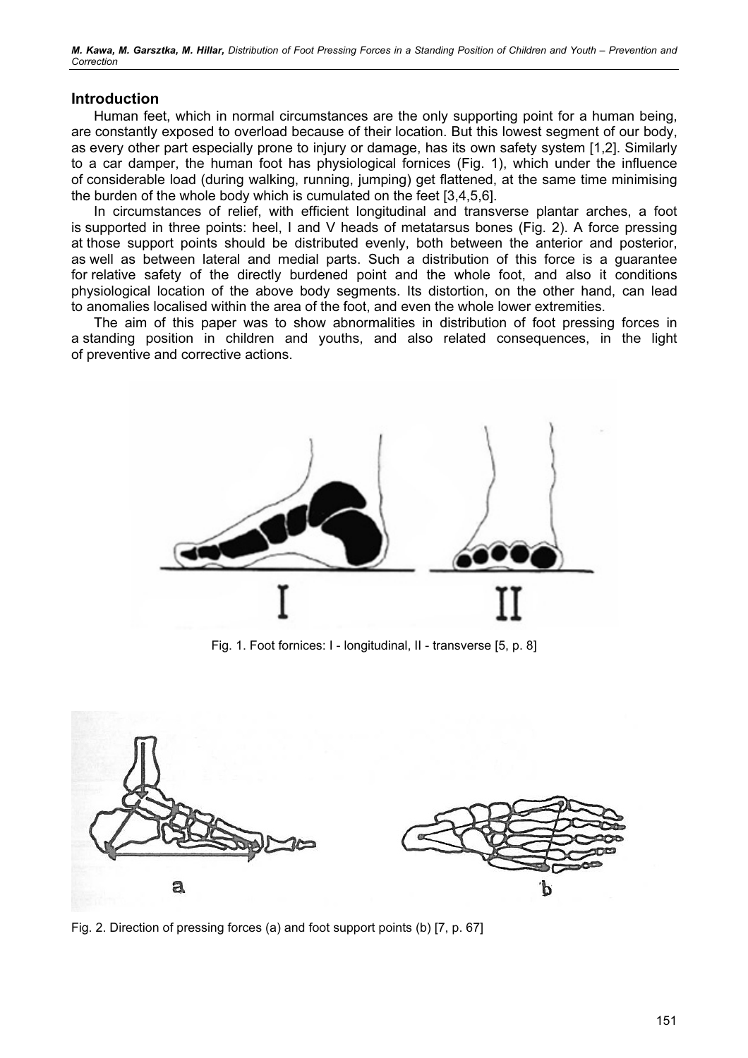## Introduction

Human feet, which in normal circumstances are the only supporting point for a human being, are constantly exposed to overload because of their location. But this lowest segment of our body, as every other part especially prone to injury or damage, has its own safety system [1,2]. Similarly to a car damper, the human foot has physiological fornices (Fig. 1), which under the influence of considerable load (during walking, running, jumping) get flattened, at the same time minimising the burden of the whole body which is cumulated on the feet [3,4,5,6].

In circumstances of relief, with efficient longitudinal and transverse plantar arches, a foot is supported in three points: heel, I and V heads of metatarsus bones (Fig. 2). A force pressing at those support points should be distributed evenly, both between the anterior and posterior, as well as between lateral and medial parts. Such a distribution of this force is a guarantee for relative safety of the directly burdened point and the whole foot, and also it conditions physiological location of the above body segments. Its distortion, on the other hand, can lead to anomalies localised within the area of the foot, and even the whole lower extremities.

The aim of this paper was to show abnormalities in distribution of foot pressing forces in a standing position in children and youths, and also related consequences, in the light of preventive and corrective actions.

Fig. 1. Foot fornices: I - longitudinal, II - transverse [5, p. 8]

Fig. 2. Direction of pressing forces (a) and foot support points (b) [7, p. 67]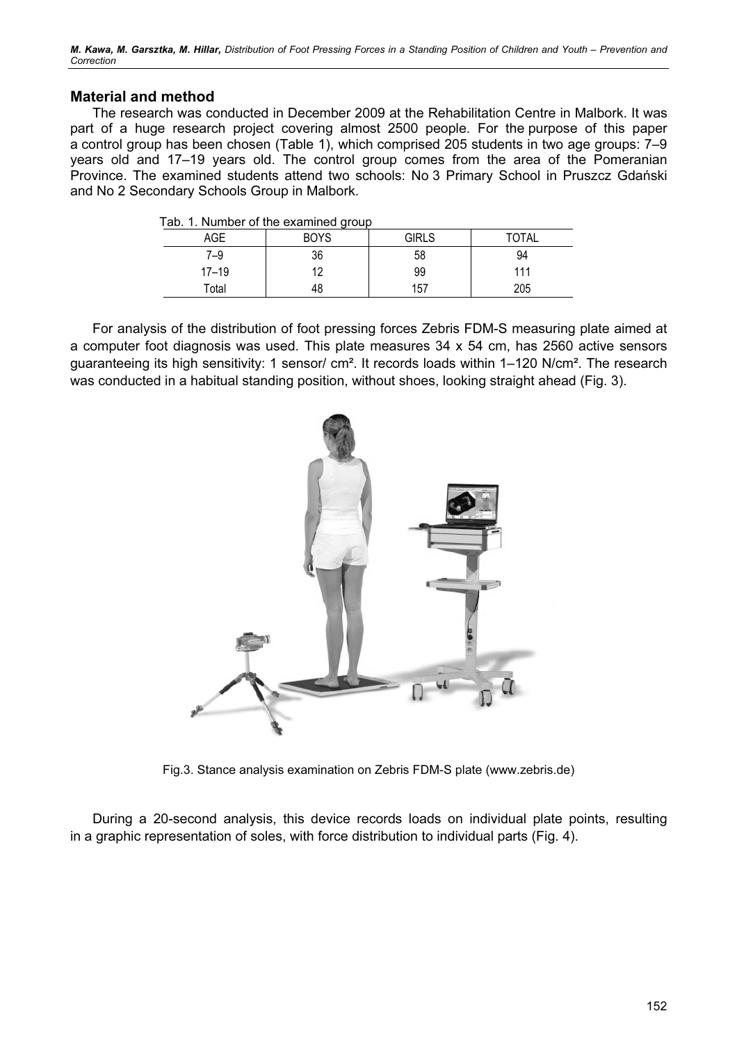## Material and method

The research was conducted in December 2009 at the Rehabilitation Centre in Malbork. It was part of a huge research project covering almost 2500 people. For the purpose of this paper a control group has been chosen (Table 1), which comprised 205 students in two age groups: 7–9 years old and 17–19 years old. The control group comes from the area of the Pomeranian Province. The examined students attend two schools: No 3 Primary School in Pruszcz Gdański and No 2 Secondary Schools Group in Malbork.

Tab. 1. Number of the examined group

| AGE | BOYS | GIRLS | TOTAL |
|---|---|---|---|
| 7–9 | 36 | 58 | 94 |
| 17–19 | 12 | 99 | 111 |
| Total | 48 | 157 | 205 |

For analysis of the distribution of foot pressing forces Zebris FDM-S measuring plate aimed at a computer foot diagnosis was used. This plate measures 34 x 54 cm, has 2560 active sensors guaranteeing its high sensitivity: 1 sensor/ cm². It records loads within 1–120 N/cm². The research was conducted in a habitual standing position, without shoes, looking straight ahead (Fig. 3).

Fig.3. Stance analysis examination on Zebris FDM-S plate (www.zebris.de)

During a 20-second analysis, this device records loads on individual plate points, resulting in a graphic representation of soles, with force distribution to individual parts (Fig. 4).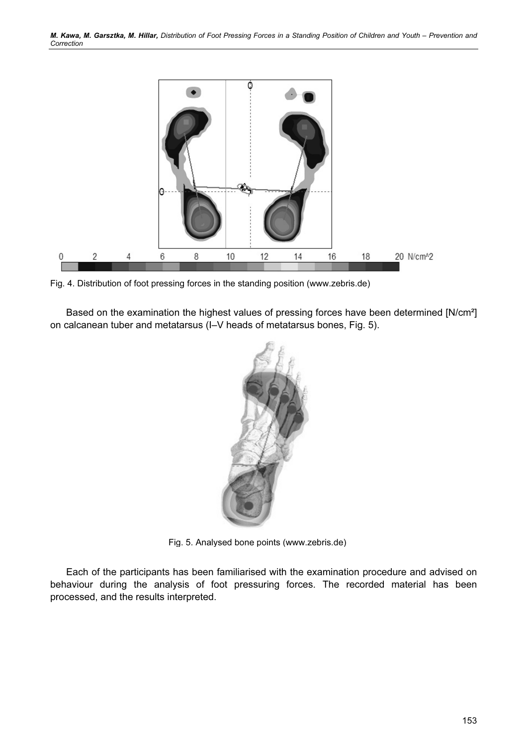Fig. 4. Distribution of foot pressing forces in the standing position (www.zebris.de)

Based on the examination the highest values of pressing forces have been determined [N/cm²] on calcanean tuber and metatarsus (I–V heads of metatarsus bones, Fig. 5).

Fig. 5. Analysed bone points (www.zebris.de)

Each of the participants has been familiarised with the examination procedure and advised on behaviour during the analysis of foot pressuring forces. The recorded material has been processed, and the results interpreted.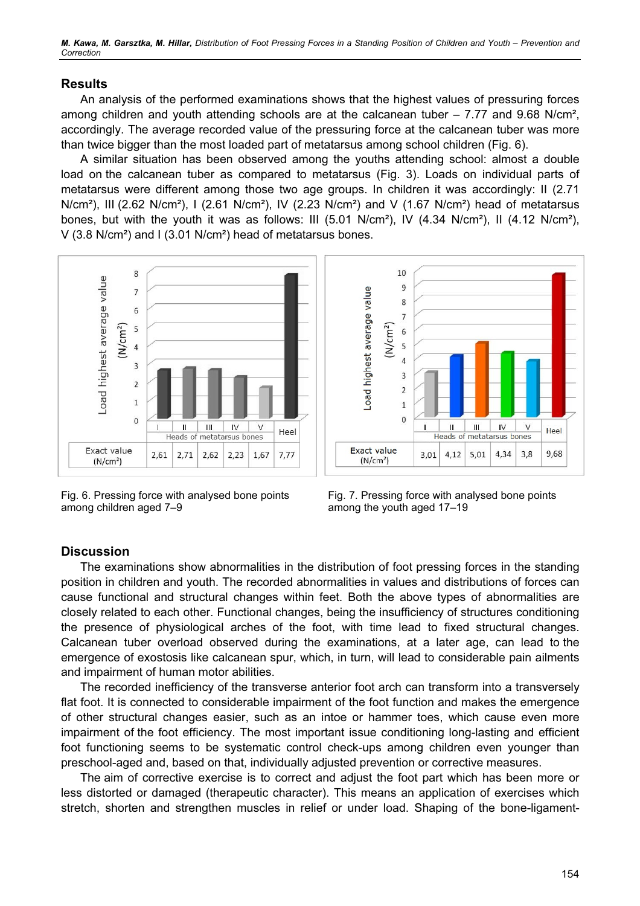## Results

An analysis of the performed examinations shows that the highest values of pressuring forces among children and youth attending schools are at the calcanean tuber – 7.77 and 9.68 N/cm², accordingly. The average recorded value of the pressuring force at the calcanean tuber was more than twice bigger than the most loaded part of metatarsus among school children (Fig. 6).

A similar situation has been observed among the youths attending school: almost a double load on the calcanean tuber as compared to metatarsus (Fig. 3). Loads on individual parts of metatarsus were different among those two age groups. In children it was accordingly: II (2.71 N/cm²), III (2.62 N/cm²), I (2.61 N/cm²), IV (2.23 N/cm²) and V (1.67 N/cm²) head of metatarsus bones, but with the youth it was as follows: III (5.01 N/cm²), IV (4.34 N/cm²), II (4.12 N/cm²), V (3.8 N/cm²) and I (3.01 N/cm²) head of metatarsus bones.

| | I | II | III | IV | V | Heel |
|---|---|---|---|---|---|---|
| Exact value (N/cm²) | 2,61 | 2,71 | 2,62 | 2,23 | 1,67 | 7,77 |

Fig. 6. Pressing force with analysed bone points among children aged 7–9

| | I | II | III | IV | V | Heel |
|---|---|---|---|---|---|---|
| Exact value (N/cm²) | 3,01 | 4,12 | 5,01 | 4,34 | 3,8 | 9,68 |

Fig. 7. Pressing force with analysed bone points among the youth aged 17–19

## Discussion

The examinations show abnormalities in the distribution of foot pressing forces in the standing position in children and youth. The recorded abnormalities in values and distributions of forces can cause functional and structural changes within feet. Both the above types of abnormalities are closely related to each other. Functional changes, being the insufficiency of structures conditioning the presence of physiological arches of the foot, with time lead to fixed structural changes. Calcanean tuber overload observed during the examinations, at a later age, can lead to the emergence of exostosis like calcanean spur, which, in turn, will lead to considerable pain ailments and impairment of human motor abilities.

The recorded inefficiency of the transverse anterior foot arch can transform into a transversely flat foot. It is connected to considerable impairment of the foot function and makes the emergence of other structural changes easier, such as an intoe or hammer toes, which cause even more impairment of the foot efficiency. The most important issue conditioning long-lasting and efficient foot functioning seems to be systematic control check-ups among children even younger than preschool-aged and, based on that, individually adjusted prevention or corrective measures.

The aim of corrective exercise is to correct and adjust the foot part which has been more or less distorted or damaged (therapeutic character). This means an application of exercises which stretch, shorten and strengthen muscles in relief or under load. Shaping of the bone-ligament-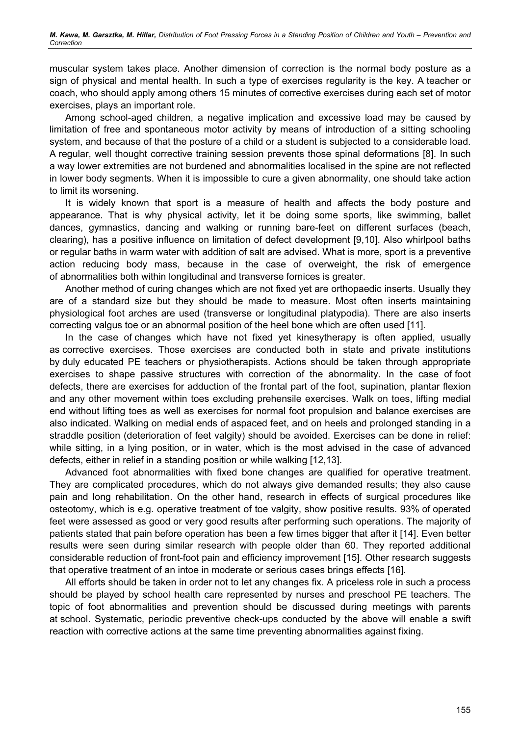muscular system takes place. Another dimension of correction is the normal body posture as a sign of physical and mental health. In such a type of exercises regularity is the key. A teacher or coach, who should apply among others 15 minutes of corrective exercises during each set of motor exercises, plays an important role.

Among school-aged children, a negative implication and excessive load may be caused by limitation of free and spontaneous motor activity by means of introduction of a sitting schooling system, and because of that the posture of a child or a student is subjected to a considerable load. A regular, well thought corrective training session prevents those spinal deformations [8]. In such a way lower extremities are not burdened and abnormalities localised in the spine are not reflected in lower body segments. When it is impossible to cure a given abnormality, one should take action to limit its worsening.

It is widely known that sport is a measure of health and affects the body posture and appearance. That is why physical activity, let it be doing some sports, like swimming, ballet dances, gymnastics, dancing and walking or running bare-feet on different surfaces (beach, clearing), has a positive influence on limitation of defect development [9,10]. Also whirlpool baths or regular baths in warm water with addition of salt are advised. What is more, sport is a preventive action reducing body mass, because in the case of overweight, the risk of emergence of abnormalities both within longitudinal and transverse fornices is greater.

Another method of curing changes which are not fixed yet are orthopaedic inserts. Usually they are of a standard size but they should be made to measure. Most often inserts maintaining physiological foot arches are used (transverse or longitudinal platypodia). There are also inserts correcting valgus toe or an abnormal position of the heel bone which are often used [11].

In the case of changes which have not fixed yet kinesytherapy is often applied, usually as corrective exercises. Those exercises are conducted both in state and private institutions by duly educated PE teachers or physiotherapists. Actions should be taken through appropriate exercises to shape passive structures with correction of the abnormality. In the case of foot defects, there are exercises for adduction of the frontal part of the foot, supination, plantar flexion and any other movement within toes excluding prehensile exercises. Walk on toes, lifting medial end without lifting toes as well as exercises for normal foot propulsion and balance exercises are also indicated. Walking on medial ends of aspaced feet, and on heels and prolonged standing in a straddle position (deterioration of feet valgity) should be avoided. Exercises can be done in relief: while sitting, in a lying position, or in water, which is the most advised in the case of advanced defects, either in relief in a standing position or while walking [12,13].

Advanced foot abnormalities with fixed bone changes are qualified for operative treatment. They are complicated procedures, which do not always give demanded results; they also cause pain and long rehabilitation. On the other hand, research in effects of surgical procedures like osteotomy, which is e.g. operative treatment of toe valgity, show positive results. 93% of operated feet were assessed as good or very good results after performing such operations. The majority of patients stated that pain before operation has been a few times bigger that after it [14]. Even better results were seen during similar research with people older than 60. They reported additional considerable reduction of front-foot pain and efficiency improvement [15]. Other research suggests that operative treatment of an intoe in moderate or serious cases brings effects [16].

All efforts should be taken in order not to let any changes fix. A priceless role in such a process should be played by school health care represented by nurses and preschool PE teachers. The topic of foot abnormalities and prevention should be discussed during meetings with parents at school. Systematic, periodic preventive check-ups conducted by the above will enable a swift reaction with corrective actions at the same time preventing abnormalities against fixing.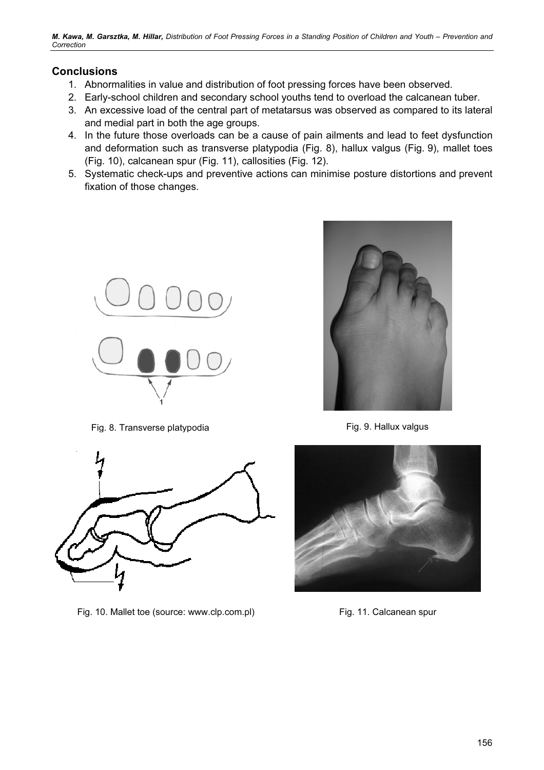## Conclusions

1. Abnormalities in value and distribution of foot pressing forces have been observed.
2. Early-school children and secondary school youths tend to overload the calcanean tuber.
3. An excessive load of the central part of metatarsus was observed as compared to its lateral and medial part in both the age groups.
4. In the future those overloads can be a cause of pain ailments and lead to feet dysfunction and deformation such as transverse platypodia (Fig. 8), hallux valgus (Fig. 9), mallet toes (Fig. 10), calcanean spur (Fig. 11), callosities (Fig. 12).
5. Systematic check-ups and preventive actions can minimise posture distortions and prevent fixation of those changes.

Fig. 8. Transverse platypodia

Fig. 9. Hallux valgus

Fig. 10. Mallet toe (source: www.clp.com.pl)

Fig. 11. Calcanean spur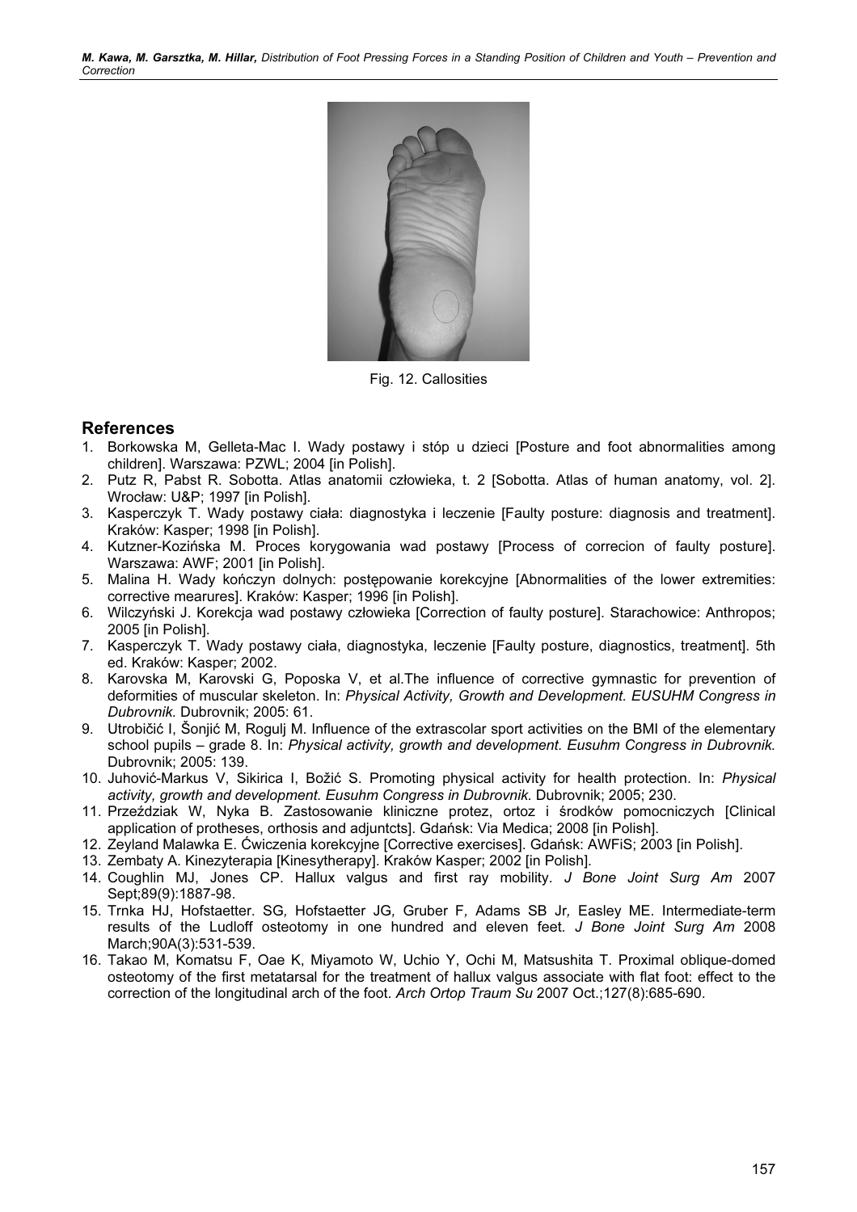Fig. 12. Callosities

## References

1. Borkowska M, Gelleta-Mac I. Wady postawy i stóp u dzieci [Posture and foot abnormalities among children]. Warszawa: PZWL; 2004 [in Polish].
2. Putz R, Pabst R. Sobotta. Atlas anatomii człowieka, t. 2 [Sobotta. Atlas of human anatomy, vol. 2]. Wrocław: U&P; 1997 [in Polish].
3. Kasperczyk T. Wady postawy ciała: diagnostyka i leczenie [Faulty posture: diagnosis and treatment]. Kraków: Kasper; 1998 [in Polish].
4. Kutzner-Kozińska M. Proces korygowania wad postawy [Process of correcion of faulty posture]. Warszawa: AWF; 2001 [in Polish].
5. Malina H. Wady kończyn dolnych: postępowanie korekcyjne [Abnormalities of the lower extremities: corrective mearures]. Kraków: Kasper; 1996 [in Polish].
6. Wilczyński J. Korekcja wad postawy człowieka [Correction of faulty posture]. Starachowice: Anthropos; 2005 [in Polish].
7. Kasperczyk T. Wady postawy ciała, diagnostyka, leczenie [Faulty posture, diagnostics, treatment]. 5th ed. Kraków: Kasper; 2002.
8. Karovska M, Karovski G, Poposka V, et al.The influence of corrective gymnastic for prevention of deformities of muscular skeleton. In: *Physical Activity, Growth and Development. EUSUHM Congress in Dubrovnik.* Dubrovnik; 2005: 61.
9. Utrobičić I, Šonjić M, Rogulj M. Influence of the extrascolar sport activities on the BMI of the elementary school pupils – grade 8. In: *Physical activity, growth and development. Eusuhm Congress in Dubrovnik.* Dubrovnik; 2005: 139.
10. Juhović-Markus V, Sikirica I, Božić S. Promoting physical activity for health protection. In: *Physical activity, growth and development. Eusuhm Congress in Dubrovnik.* Dubrovnik; 2005; 230.
11. Przeździak W, Nyka B. Zastosowanie kliniczne protez, ortoz i środków pomocniczych [Clinical application of protheses, orthosis and adjuntcts]. Gdańsk: Via Medica; 2008 [in Polish].
12. Zeyland Malawka E. Ćwiczenia korekcyjne [Corrective exercises]. Gdańsk: AWFiS; 2003 [in Polish].
13. Zembaty A. Kinezyterapia [Kinesytherapy]. Kraków Kasper; 2002 [in Polish].
14. Coughlin MJ, Jones CP. Hallux valgus and first ray mobility. *J Bone Joint Surg Am* 2007 Sept;89(9):1887-98.
15. Trnka HJ, Hofstaetter. SG, Hofstaetter JG, Gruber F, Adams SB Jr, Easley ME. Intermediate-term results of the Ludloff osteotomy in one hundred and eleven feet. *J Bone Joint Surg Am* 2008 March;90A(3):531-539.
16. Takao M, Komatsu F, Oae K, Miyamoto W, Uchio Y, Ochi M, Matsushita T. Proximal oblique-domed osteotomy of the first metatarsal for the treatment of hallux valgus associate with flat foot: effect to the correction of the longitudinal arch of the foot. *Arch Ortop Traum Su* 2007 Oct.;127(8):685-690.